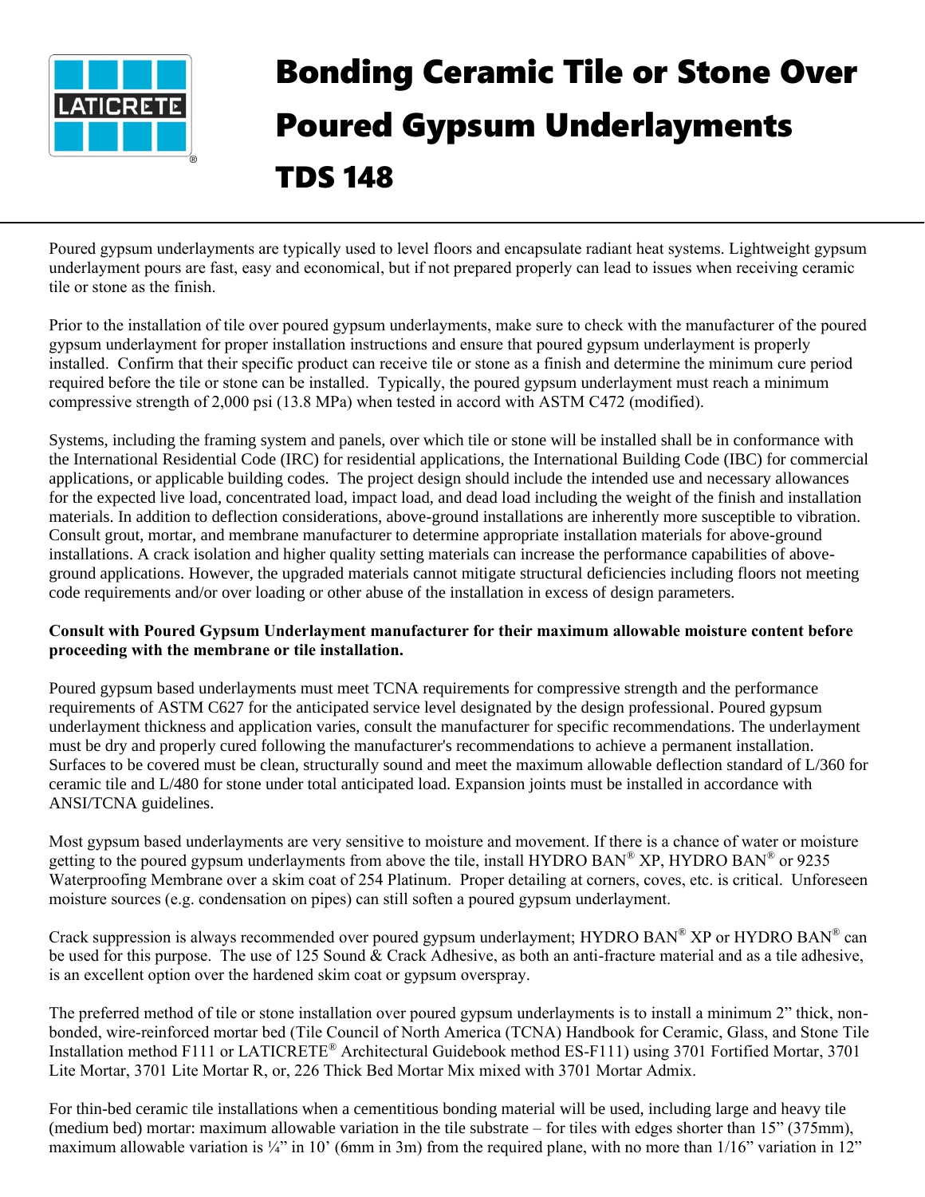# Bonding Ceramic Tile or Stone Over Poured Gypsum Underlayments

## TDS 148

Poured gypsum underlayments are typically used to level floors and encapsulate radiant heat systems. Lightweight gypsum underlayment pours are fast, easy and economical, but if not prepared properly can lead to issues when receiving ceramic tile or stone as the finish.

Prior to the installation of tile over poured gypsum underlayments, make sure to check with the manufacturer of the poured gypsum underlayment for proper installation instructions and ensure that poured gypsum underlayment is properly installed. Confirm that their specific product can receive tile or stone as a finish and determine the minimum cure period required before the tile or stone can be installed. Typically, the poured gypsum underlayment must reach a minimum compressive strength of 2,000 psi (13.8 MPa) when tested in accord with ASTM C472 (modified).

Systems, including the framing system and panels, over which tile or stone will be installed shall be in conformance with the International Residential Code (IRC) for residential applications, the International Building Code (IBC) for commercial applications, or applicable building codes. The project design should include the intended use and necessary allowances for the expected live load, concentrated load, impact load, and dead load including the weight of the finish and installation materials. In addition to deflection considerations, above-ground installations are inherently more susceptible to vibration. Consult grout, mortar, and membrane manufacturer to determine appropriate installation materials for above-ground installations. A crack isolation and higher quality setting materials can increase the performance capabilities of above-ground applications. However, the upgraded materials cannot mitigate structural deficiencies including floors not meeting code requirements and/or over loading or other abuse of the installation in excess of design parameters.

**Consult with Poured Gypsum Underlayment manufacturer for their maximum allowable moisture content before proceeding with the membrane or tile installation.**

Poured gypsum based underlayments must meet TCNA requirements for compressive strength and the performance requirements of ASTM C627 for the anticipated service level designated by the design professional. Poured gypsum underlayment thickness and application varies, consult the manufacturer for specific recommendations. The underlayment must be dry and properly cured following the manufacturer's recommendations to achieve a permanent installation. Surfaces to be covered must be clean, structurally sound and meet the maximum allowable deflection standard of L/360 for ceramic tile and L/480 for stone under total anticipated load. Expansion joints must be installed in accordance with ANSI/TCNA guidelines.

Most gypsum based underlayments are very sensitive to moisture and movement. If there is a chance of water or moisture getting to the poured gypsum underlayments from above the tile, install HYDRO BAN® XP, HYDRO BAN® or 9235 Waterproofing Membrane over a skim coat of 254 Platinum. Proper detailing at corners, coves, etc. is critical. Unforeseen moisture sources (e.g. condensation on pipes) can still soften a poured gypsum underlayment.

Crack suppression is always recommended over poured gypsum underlayment; HYDRO BAN® XP or HYDRO BAN® can be used for this purpose. The use of 125 Sound & Crack Adhesive, as both an anti-fracture material and as a tile adhesive, is an excellent option over the hardened skim coat or gypsum overspray.

The preferred method of tile or stone installation over poured gypsum underlayments is to install a minimum 2" thick, non-bonded, wire-reinforced mortar bed (Tile Council of North America (TCNA) Handbook for Ceramic, Glass, and Stone Tile Installation method F111 or LATICRETE® Architectural Guidebook method ES-F111) using 3701 Fortified Mortar, 3701 Lite Mortar, 3701 Lite Mortar R, or, 226 Thick Bed Mortar Mix mixed with 3701 Mortar Admix.

For thin-bed ceramic tile installations when a cementitious bonding material will be used, including large and heavy tile (medium bed) mortar: maximum allowable variation in the tile substrate – for tiles with edges shorter than 15" (375mm), maximum allowable variation is ¼" in 10' (6mm in 3m) from the required plane, with no more than 1/16" variation in 12"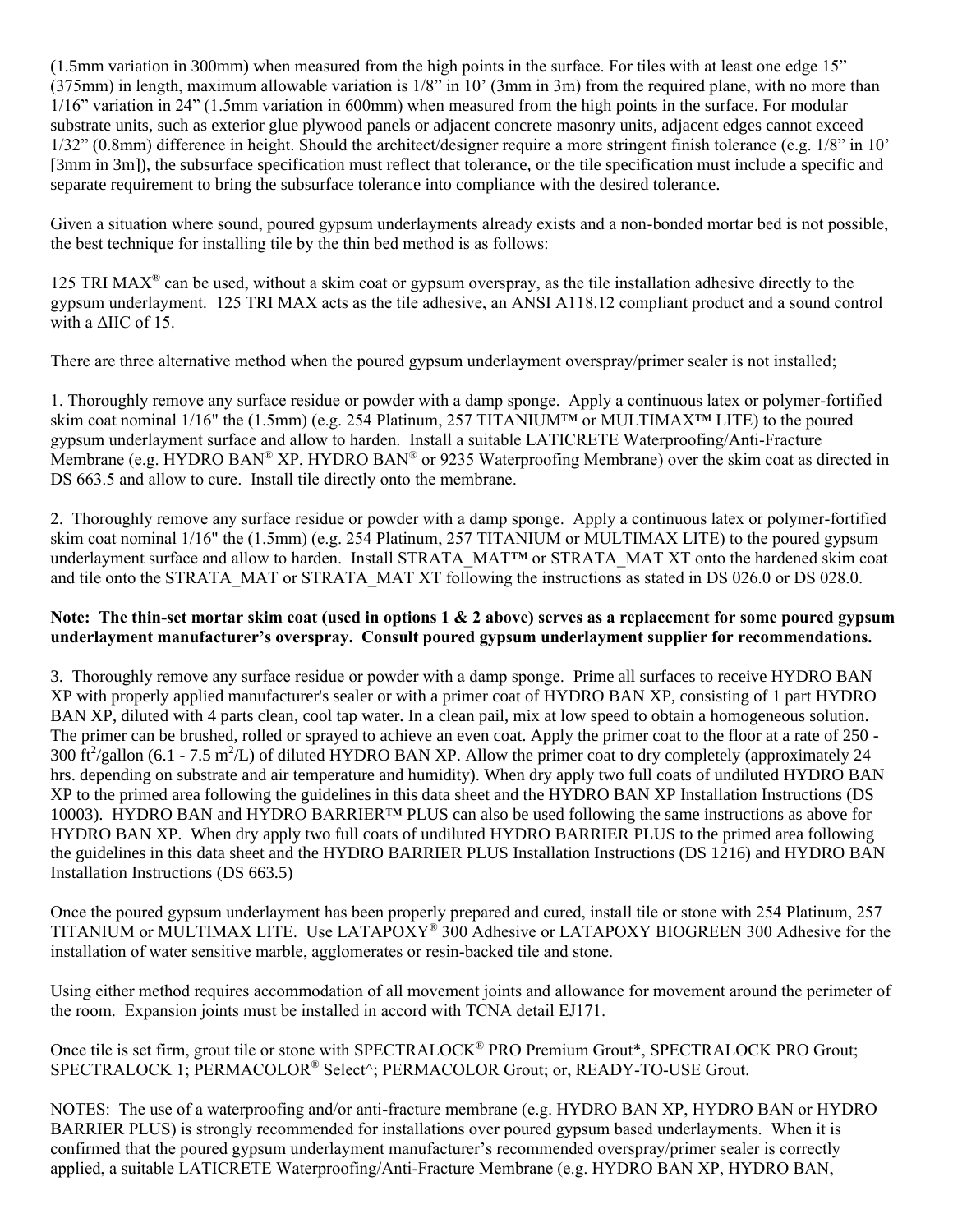(1.5mm variation in 300mm) when measured from the high points in the surface. For tiles with at least one edge 15" (375mm) in length, maximum allowable variation is 1/8" in 10' (3mm in 3m) from the required plane, with no more than 1/16" variation in 24" (1.5mm variation in 600mm) when measured from the high points in the surface. For modular substrate units, such as exterior glue plywood panels or adjacent concrete masonry units, adjacent edges cannot exceed 1/32" (0.8mm) difference in height. Should the architect/designer require a more stringent finish tolerance (e.g. 1/8" in 10' [3mm in 3m]), the subsurface specification must reflect that tolerance, or the tile specification must include a specific and separate requirement to bring the subsurface tolerance into compliance with the desired tolerance.

Given a situation where sound, poured gypsum underlayments already exists and a non-bonded mortar bed is not possible, the best technique for installing tile by the thin bed method is as follows:

125 TRI MAX® can be used, without a skim coat or gypsum overspray, as the tile installation adhesive directly to the gypsum underlayment. 125 TRI MAX acts as the tile adhesive, an ANSI A118.12 compliant product and a sound control with a ΔIIC of 15.

There are three alternative method when the poured gypsum underlayment overspray/primer sealer is not installed;

1. Thoroughly remove any surface residue or powder with a damp sponge. Apply a continuous latex or polymer-fortified skim coat nominal 1/16" the (1.5mm) (e.g. 254 Platinum, 257 TITANIUM™ or MULTIMAX™ LITE) to the poured gypsum underlayment surface and allow to harden. Install a suitable LATICRETE Waterproofing/Anti-Fracture Membrane (e.g. HYDRO BAN® XP, HYDRO BAN® or 9235 Waterproofing Membrane) over the skim coat as directed in DS 663.5 and allow to cure. Install tile directly onto the membrane.

2. Thoroughly remove any surface residue or powder with a damp sponge. Apply a continuous latex or polymer-fortified skim coat nominal 1/16" the (1.5mm) (e.g. 254 Platinum, 257 TITANIUM or MULTIMAX LITE) to the poured gypsum underlayment surface and allow to harden. Install STRATA_MAT™ or STRATA_MAT XT onto the hardened skim coat and tile onto the STRATA_MAT or STRATA_MAT XT following the instructions as stated in DS 026.0 or DS 028.0.

**Note: The thin-set mortar skim coat (used in options 1 & 2 above) serves as a replacement for some poured gypsum underlayment manufacturer's overspray. Consult poured gypsum underlayment supplier for recommendations.**

3. Thoroughly remove any surface residue or powder with a damp sponge. Prime all surfaces to receive HYDRO BAN XP with properly applied manufacturer's sealer or with a primer coat of HYDRO BAN XP, consisting of 1 part HYDRO BAN XP, diluted with 4 parts clean, cool tap water. In a clean pail, mix at low speed to obtain a homogeneous solution. The primer can be brushed, rolled or sprayed to achieve an even coat. Apply the primer coat to the floor at a rate of 250 - 300 $ft^2$/gallon (6.1 - 7.5 $m^2$/L) of diluted HYDRO BAN XP. Allow the primer coat to dry completely (approximately 24 hrs. depending on substrate and air temperature and humidity). When dry apply two full coats of undiluted HYDRO BAN XP to the primed area following the guidelines in this data sheet and the HYDRO BAN XP Installation Instructions (DS 10003). HYDRO BAN and HYDRO BARRIER™ PLUS can also be used following the same instructions as above for HYDRO BAN XP. When dry apply two full coats of undiluted HYDRO BARRIER PLUS to the primed area following the guidelines in this data sheet and the HYDRO BARRIER PLUS Installation Instructions (DS 1216) and HYDRO BAN Installation Instructions (DS 663.5)

Once the poured gypsum underlayment has been properly prepared and cured, install tile or stone with 254 Platinum, 257 TITANIUM or MULTIMAX LITE. Use LATAPOXY® 300 Adhesive or LATAPOXY BIOGREEN 300 Adhesive for the installation of water sensitive marble, agglomerates or resin-backed tile and stone.

Using either method requires accommodation of all movement joints and allowance for movement around the perimeter of the room. Expansion joints must be installed in accord with TCNA detail EJ171.

Once tile is set firm, grout tile or stone with SPECTRALOCK® PRO Premium Grout*, SPECTRALOCK PRO Grout; SPECTRALOCK 1; PERMACOLOR® Select^; PERMACOLOR Grout; or, READY-TO-USE Grout.

NOTES: The use of a waterproofing and/or anti-fracture membrane (e.g. HYDRO BAN XP, HYDRO BAN or HYDRO BARRIER PLUS) is strongly recommended for installations over poured gypsum based underlayments. When it is confirmed that the poured gypsum underlayment manufacturer's recommended overspray/primer sealer is correctly applied, a suitable LATICRETE Waterproofing/Anti-Fracture Membrane (e.g. HYDRO BAN XP, HYDRO BAN,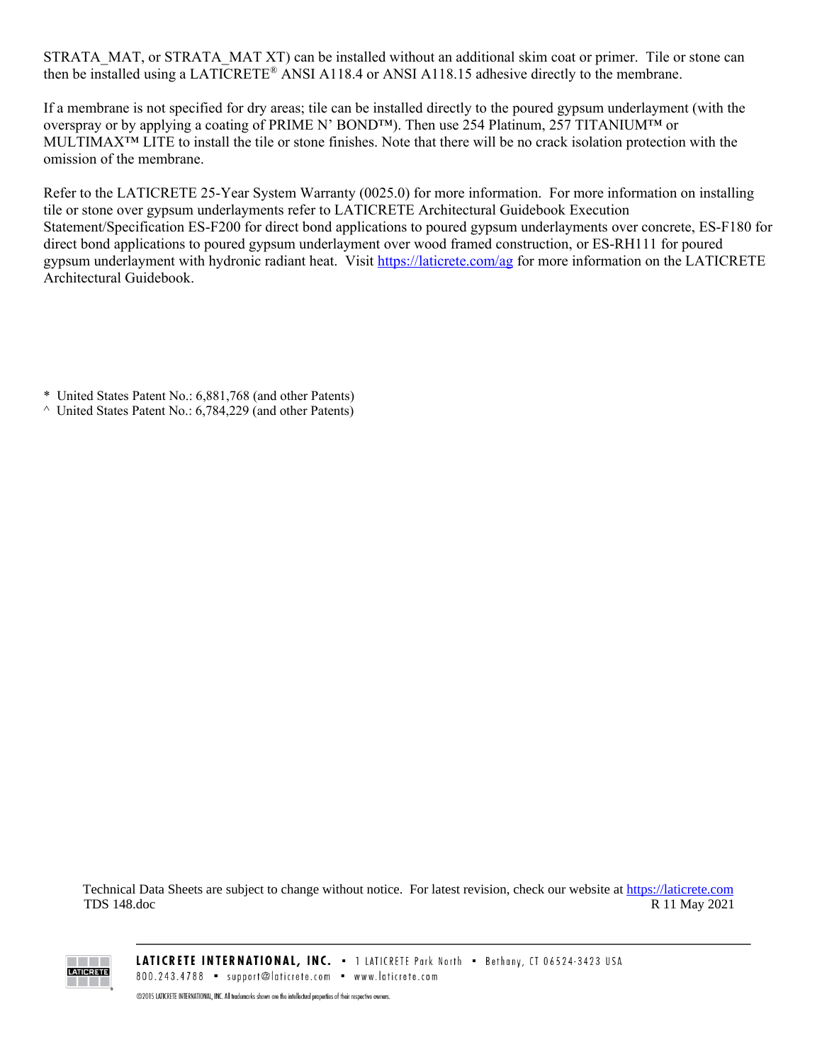STRATA_MAT, or STRATA_MAT XT) can be installed without an additional skim coat or primer. Tile or stone can then be installed using a LATICRETE® ANSI A118.4 or ANSI A118.15 adhesive directly to the membrane.

If a membrane is not specified for dry areas; tile can be installed directly to the poured gypsum underlayment (with the overspray or by applying a coating of PRIME N' BOND™). Then use 254 Platinum, 257 TITANIUM™ or MULTIMAX™ LITE to install the tile or stone finishes. Note that there will be no crack isolation protection with the omission of the membrane.

Refer to the LATICRETE 25-Year System Warranty (0025.0) for more information. For more information on installing tile or stone over gypsum underlayments refer to LATICRETE Architectural Guidebook Execution Statement/Specification ES-F200 for direct bond applications to poured gypsum underlayments over concrete, ES-F180 for direct bond applications to poured gypsum underlayment over wood framed construction, or ES-RH111 for poured gypsum underlayment with hydronic radiant heat. Visit https://laticrete.com/ag for more information on the LATICRETE Architectural Guidebook.

\* United States Patent No.: 6,881,768 (and other Patents)
^ United States Patent No.: 6,784,229 (and other Patents)

Technical Data Sheets are subject to change without notice. For latest revision, check our website at https://laticrete.com
TDS 148.doc R 11 May 2021

**LATICRETE INTERNATIONAL, INC.** ▪ 1 LATICRETE Park North ▪ Bethany, CT 06524-3423 USA
800.243.4788 ▪ support@laticrete.com ▪ www.laticrete.com

©2015 LATICRETE INTERNATIONAL, INC. All trademarks shown are the intellectual properties of their respective owners.